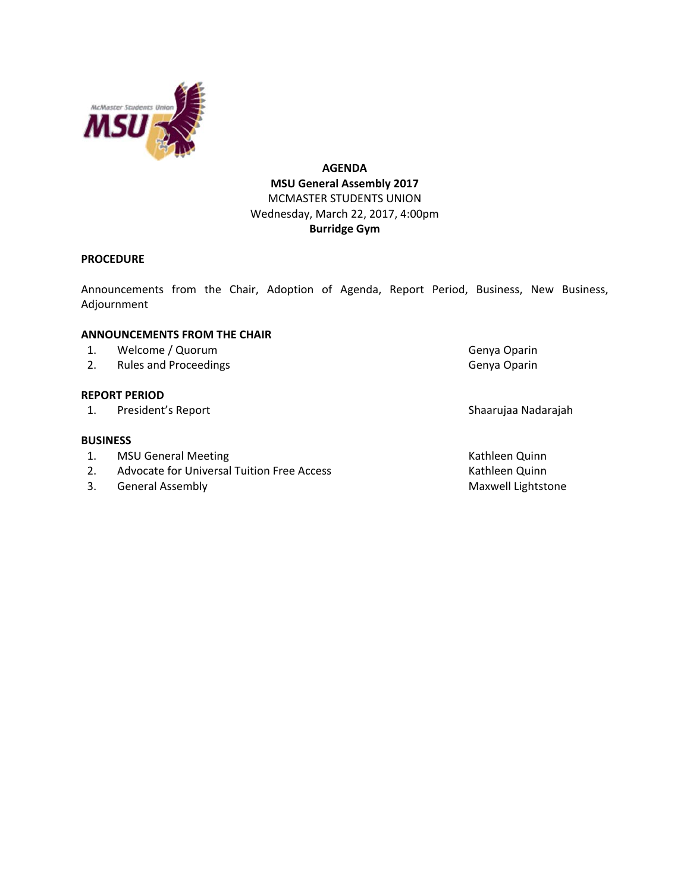**AGENDA**
**MSU General Assembly 2017**
MCMASTER STUDENTS UNION
Wednesday, March 22, 2017, 4:00pm
**Burridge Gym**

**PROCEDURE**

Announcements from the Chair, Adoption of Agenda, Report Period, Business, New Business, Adjournment

**ANNOUNCEMENTS FROM THE CHAIR**

| | | |
|---|---|---|
| 1. | Welcome / Quorum | Genya Oparin |
| 2. | Rules and Proceedings | Genya Oparin |

**REPORT PERIOD**

| | | |
|---|---|---|
| 1. | President's Report | Shaarujaa Nadarajah |

**BUSINESS**

| | | |
|---|---|---|
| 1. | MSU General Meeting | Kathleen Quinn |
| 2. | Advocate for Universal Tuition Free Access | Kathleen Quinn |
| 3. | General Assembly | Maxwell Lightstone |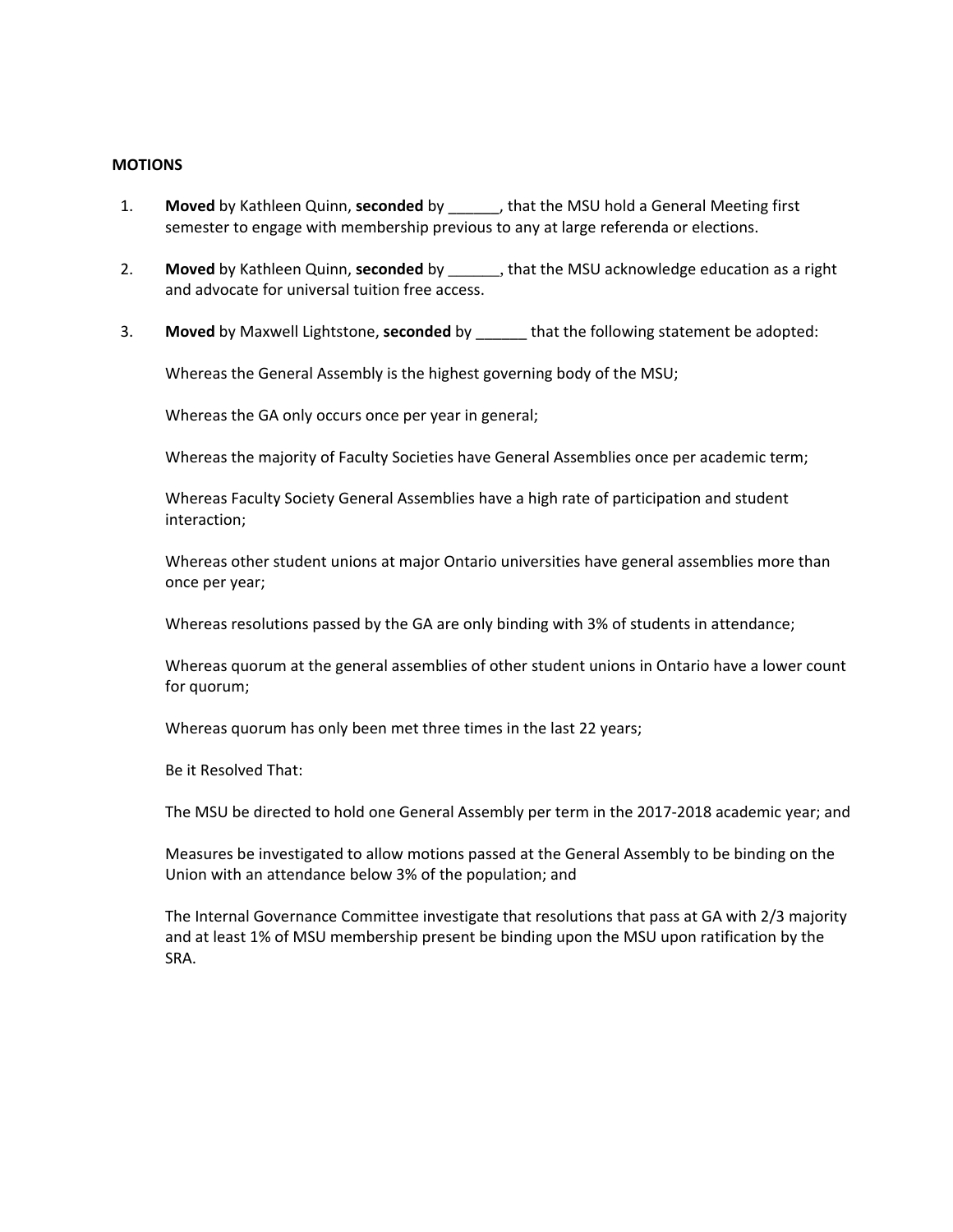**MOTIONS**

1. **Moved** by Kathleen Quinn, **seconded** by ______, that the MSU hold a General Meeting first semester to engage with membership previous to any at large referenda or elections.

2. **Moved** by Kathleen Quinn, **seconded** by ______, that the MSU acknowledge education as a right and advocate for universal tuition free access.

3. **Moved** by Maxwell Lightstone, **seconded** by ______ that the following statement be adopted:

   Whereas the General Assembly is the highest governing body of the MSU;

   Whereas the GA only occurs once per year in general;

   Whereas the majority of Faculty Societies have General Assemblies once per academic term;

   Whereas Faculty Society General Assemblies have a high rate of participation and student interaction;

   Whereas other student unions at major Ontario universities have general assemblies more than once per year;

   Whereas resolutions passed by the GA are only binding with 3% of students in attendance;

   Whereas quorum at the general assemblies of other student unions in Ontario have a lower count for quorum;

   Whereas quorum has only been met three times in the last 22 years;

   Be it Resolved That:

   The MSU be directed to hold one General Assembly per term in the 2017-2018 academic year; and

   Measures be investigated to allow motions passed at the General Assembly to be binding on the Union with an attendance below 3% of the population; and

   The Internal Governance Committee investigate that resolutions that pass at GA with 2/3 majority and at least 1% of MSU membership present be binding upon the MSU upon ratification by the SRA.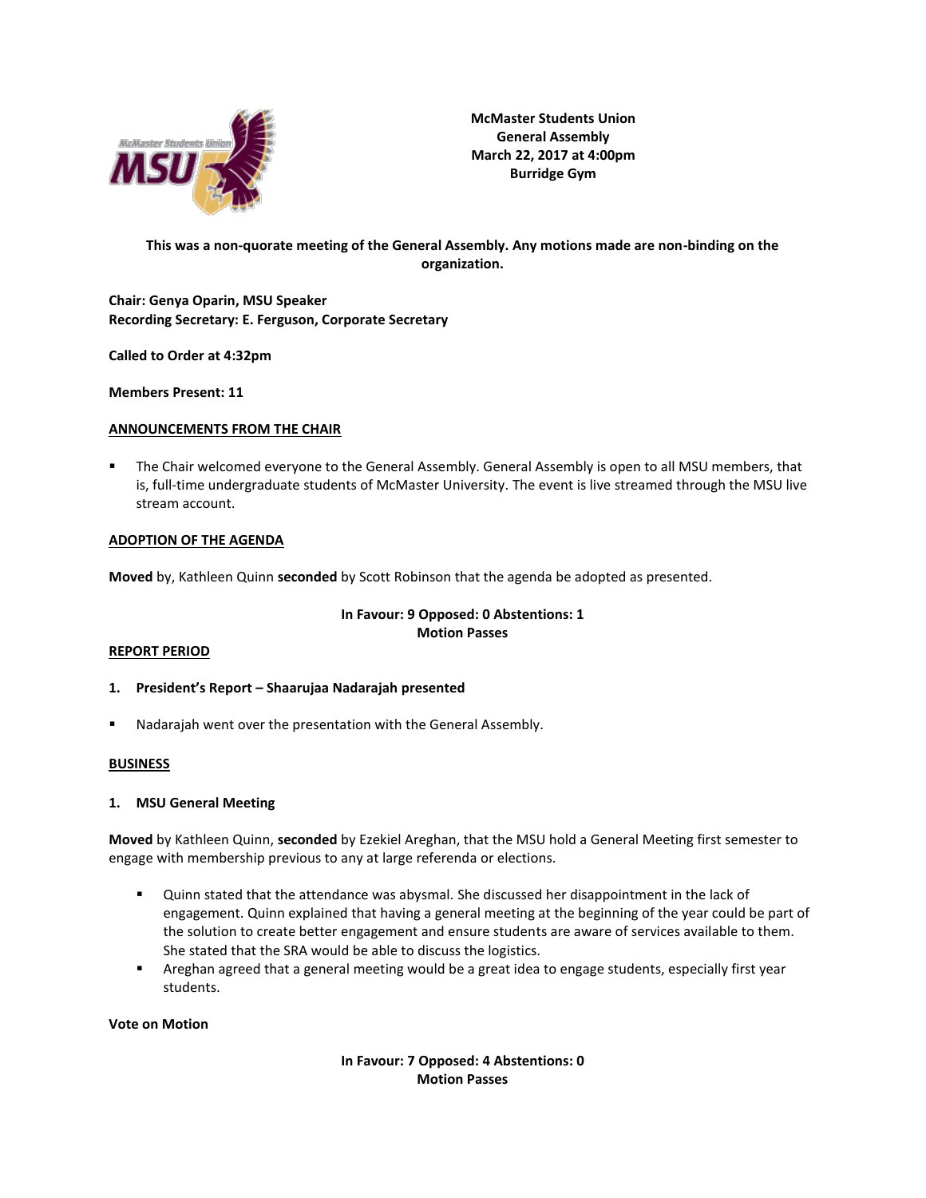**McMaster Students Union**
**General Assembly**
**March 22, 2017 at 4:00pm**
**Burridge Gym**

**This was a non-quorate meeting of the General Assembly. Any motions made are non-binding on the organization.**

**Chair: Genya Oparin, MSU Speaker**
**Recording Secretary: E. Ferguson, Corporate Secretary**

**Called to Order at 4:32pm**

**Members Present: 11**

## ANNOUNCEMENTS FROM THE CHAIR

- The Chair welcomed everyone to the General Assembly. General Assembly is open to all MSU members, that is, full-time undergraduate students of McMaster University. The event is live streamed through the MSU live stream account.

## ADOPTION OF THE AGENDA

**Moved** by, Kathleen Quinn **seconded** by Scott Robinson that the agenda be adopted as presented.

**In Favour: 9 Opposed: 0 Abstentions: 1**
**Motion Passes**

## REPORT PERIOD

1. **President's Report – Shaarujaa Nadarajah presented**

- Nadarajah went over the presentation with the General Assembly.

## BUSINESS

1. **MSU General Meeting**

**Moved** by Kathleen Quinn, **seconded** by Ezekiel Areghan, that the MSU hold a General Meeting first semester to engage with membership previous to any at large referenda or elections.

- Quinn stated that the attendance was abysmal. She discussed her disappointment in the lack of engagement. Quinn explained that having a general meeting at the beginning of the year could be part of the solution to create better engagement and ensure students are aware of services available to them. She stated that the SRA would be able to discuss the logistics.
- Areghan agreed that a general meeting would be a great idea to engage students, especially first year students.

**Vote on Motion**

**In Favour: 7 Opposed: 4 Abstentions: 0**
**Motion Passes**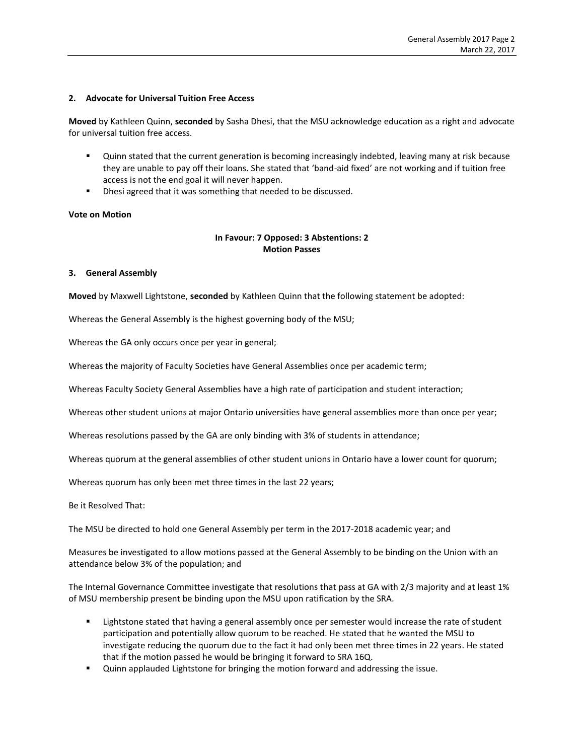**2. Advocate for Universal Tuition Free Access**

**Moved** by Kathleen Quinn, **seconded** by Sasha Dhesi, that the MSU acknowledge education as a right and advocate for universal tuition free access.

- Quinn stated that the current generation is becoming increasingly indebted, leaving many at risk because they are unable to pay off their loans. She stated that 'band-aid fixed' are not working and if tuition free access is not the end goal it will never happen.
- Dhesi agreed that it was something that needed to be discussed.

**Vote on Motion**

**In Favour: 7 Opposed: 3 Abstentions: 2**
**Motion Passes**

**3. General Assembly**

**Moved** by Maxwell Lightstone, **seconded** by Kathleen Quinn that the following statement be adopted:

Whereas the General Assembly is the highest governing body of the MSU;

Whereas the GA only occurs once per year in general;

Whereas the majority of Faculty Societies have General Assemblies once per academic term;

Whereas Faculty Society General Assemblies have a high rate of participation and student interaction;

Whereas other student unions at major Ontario universities have general assemblies more than once per year;

Whereas resolutions passed by the GA are only binding with 3% of students in attendance;

Whereas quorum at the general assemblies of other student unions in Ontario have a lower count for quorum;

Whereas quorum has only been met three times in the last 22 years;

Be it Resolved That:

The MSU be directed to hold one General Assembly per term in the 2017-2018 academic year; and

Measures be investigated to allow motions passed at the General Assembly to be binding on the Union with an attendance below 3% of the population; and

The Internal Governance Committee investigate that resolutions that pass at GA with 2/3 majority and at least 1% of MSU membership present be binding upon the MSU upon ratification by the SRA.

- Lightstone stated that having a general assembly once per semester would increase the rate of student participation and potentially allow quorum to be reached. He stated that he wanted the MSU to investigate reducing the quorum due to the fact it had only been met three times in 22 years. He stated that if the motion passed he would be bringing it forward to SRA 16Q.
- Quinn applauded Lightstone for bringing the motion forward and addressing the issue.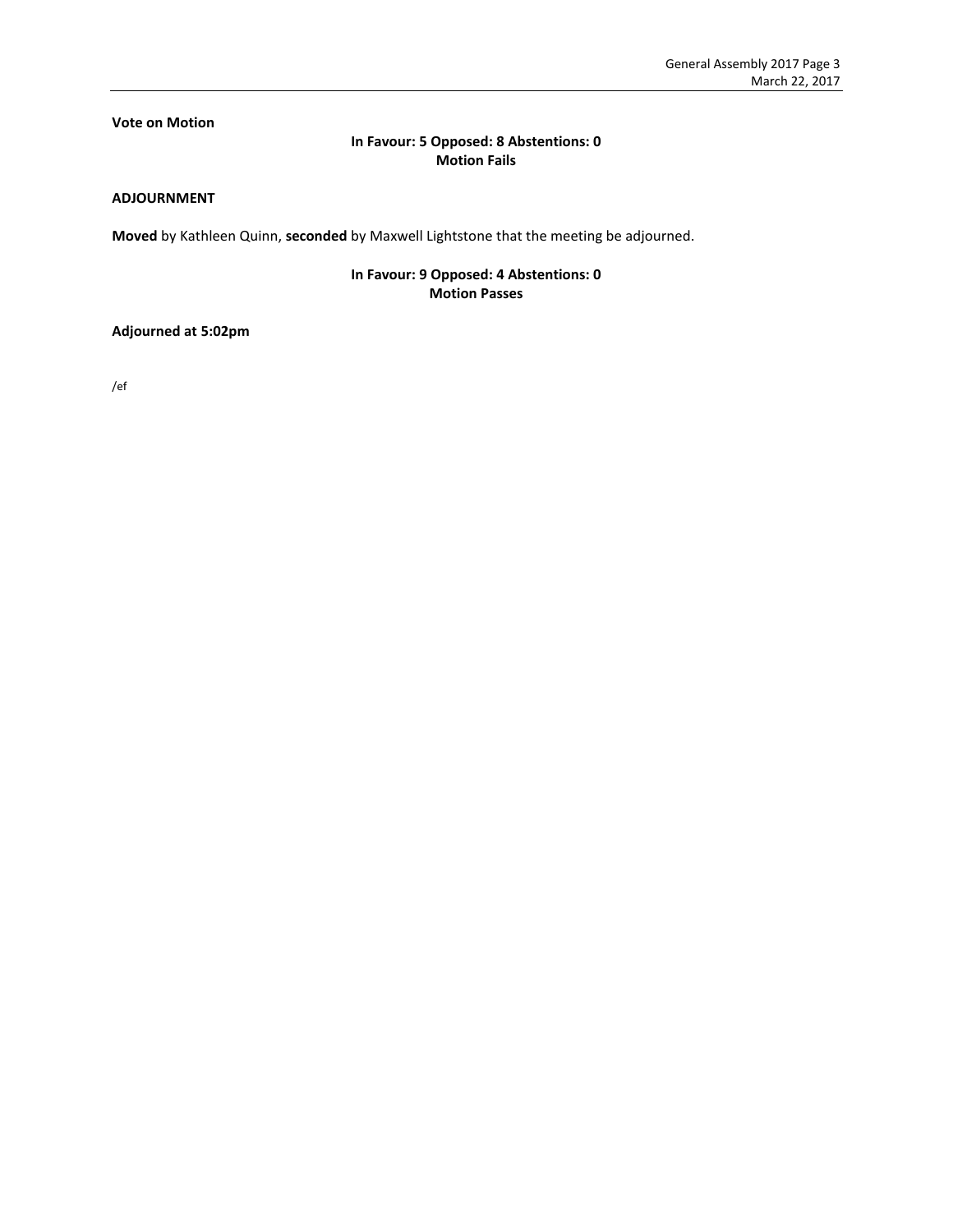**Vote on Motion**

**In Favour: 5 Opposed: 8 Abstentions: 0**
**Motion Fails**

**ADJOURNMENT**

**Moved** by Kathleen Quinn, **seconded** by Maxwell Lightstone that the meeting be adjourned.

**In Favour: 9 Opposed: 4 Abstentions: 0**
**Motion Passes**

**Adjourned at 5:02pm**

/ef